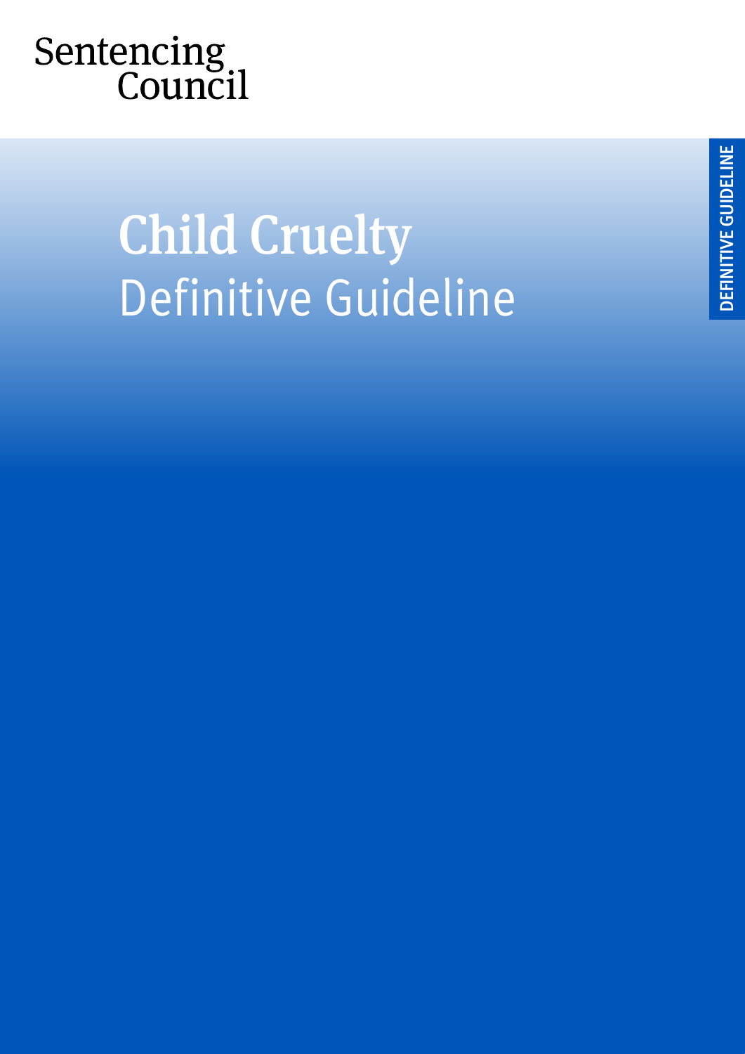Sentencing Council

# Child Cruelty

## Definitive Guideline

DEFINITIVE GUIDELINE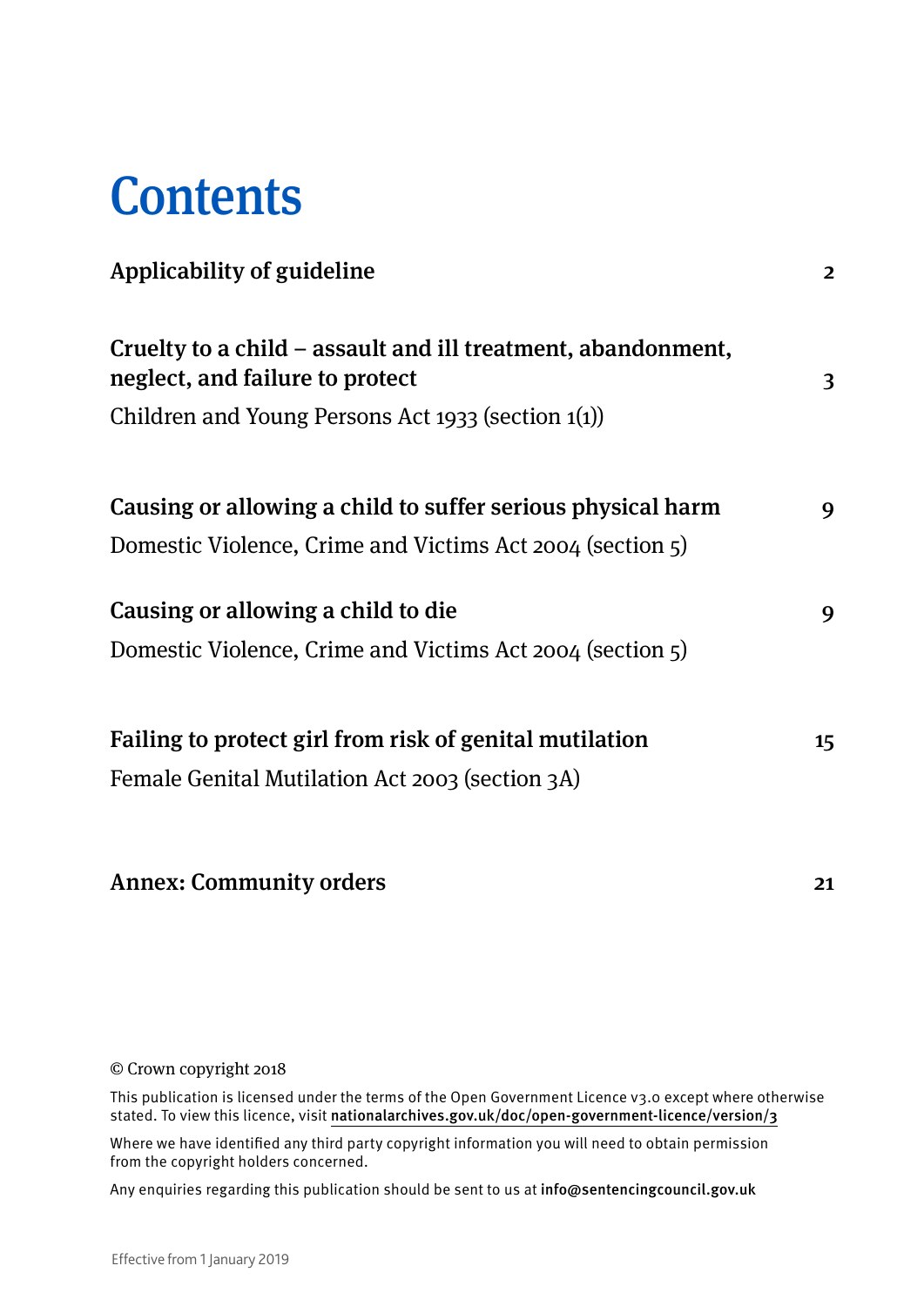# Contents

| | |
|---|---|
| **Applicability of guideline** | **2** |
| **Cruelty to a child – assault and ill treatment, abandonment, neglect, and failure to protect**<br>Children and Young Persons Act 1933 (section 1(1)) | **3** |
| **Causing or allowing a child to suffer serious physical harm**<br>Domestic Violence, Crime and Victims Act 2004 (section 5) | **9** |
| **Causing or allowing a child to die**<br>Domestic Violence, Crime and Victims Act 2004 (section 5) | **9** |
| **Failing to protect girl from risk of genital mutilation**<br>Female Genital Mutilation Act 2003 (section 3A) | **15** |
| **Annex: Community orders** | **21** |

© Crown copyright 2018

This publication is licensed under the terms of the Open Government Licence v3.0 except where otherwise stated. To view this licence, visit **nationalarchives.gov.uk/doc/open-government-licence/version/3**

Where we have identified any third party copyright information you will need to obtain permission from the copyright holders concerned.

Any enquiries regarding this publication should be sent to us at **info@sentencingcouncil.gov.uk**

Effective from 1 January 2019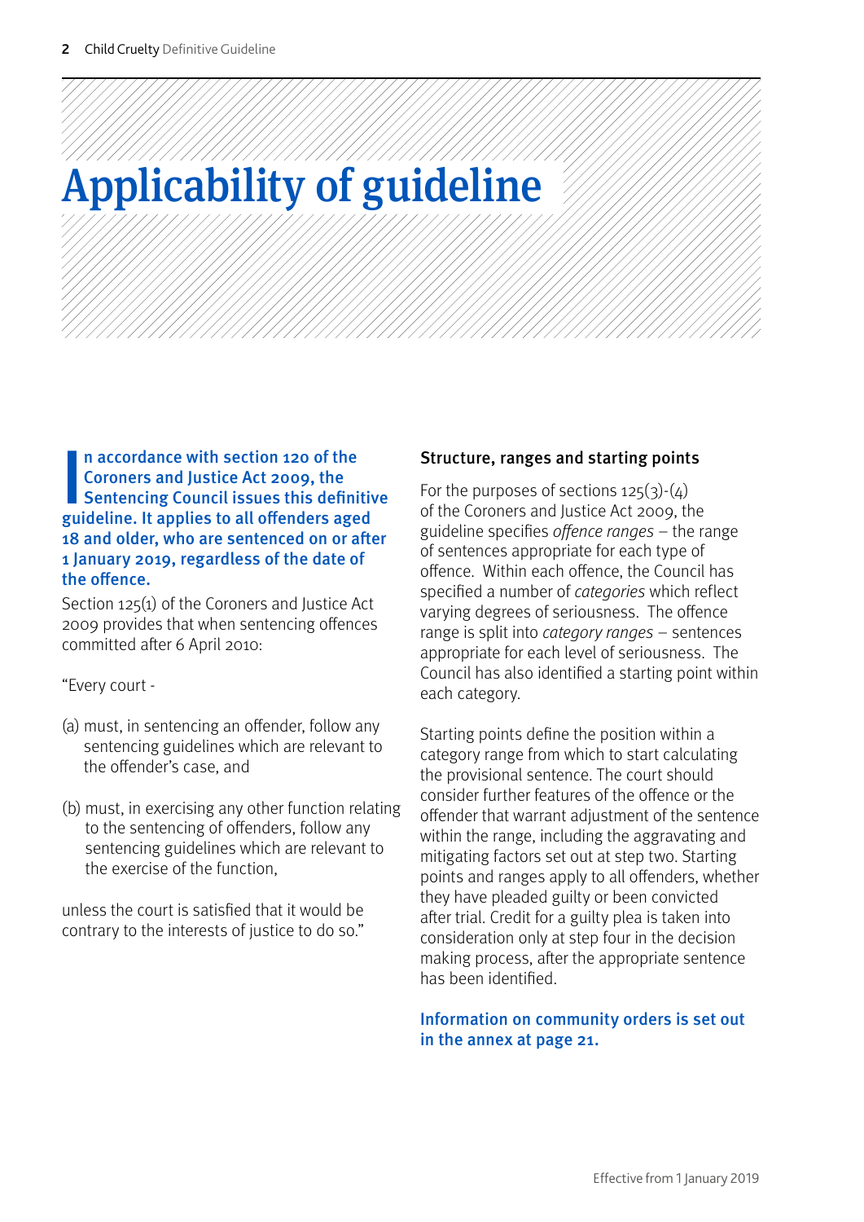# Applicability of guideline

**In accordance with section 120 of the Coroners and Justice Act 2009, the Sentencing Council issues this definitive guideline. It applies to all offenders aged 18 and older, who are sentenced on or after 1 January 2019, regardless of the date of the offence.**

Section 125(1) of the Coroners and Justice Act 2009 provides that when sentencing offences committed after 6 April 2010:

"Every court -

(a) must, in sentencing an offender, follow any sentencing guidelines which are relevant to the offender's case, and

(b) must, in exercising any other function relating to the sentencing of offenders, follow any sentencing guidelines which are relevant to the exercise of the function,

unless the court is satisfied that it would be contrary to the interests of justice to do so."

### Structure, ranges and starting points

For the purposes of sections 125(3)-(4) of the Coroners and Justice Act 2009, the guideline specifies *offence ranges* – the range of sentences appropriate for each type of offence. Within each offence, the Council has specified a number of *categories* which reflect varying degrees of seriousness. The offence range is split into *category ranges* – sentences appropriate for each level of seriousness. The Council has also identified a starting point within each category.

Starting points define the position within a category range from which to start calculating the provisional sentence. The court should consider further features of the offence or the offender that warrant adjustment of the sentence within the range, including the aggravating and mitigating factors set out at step two. Starting points and ranges apply to all offenders, whether they have pleaded guilty or been convicted after trial. Credit for a guilty plea is taken into consideration only at step four in the decision making process, after the appropriate sentence has been identified.

**Information on community orders is set out in the annex at page 21.**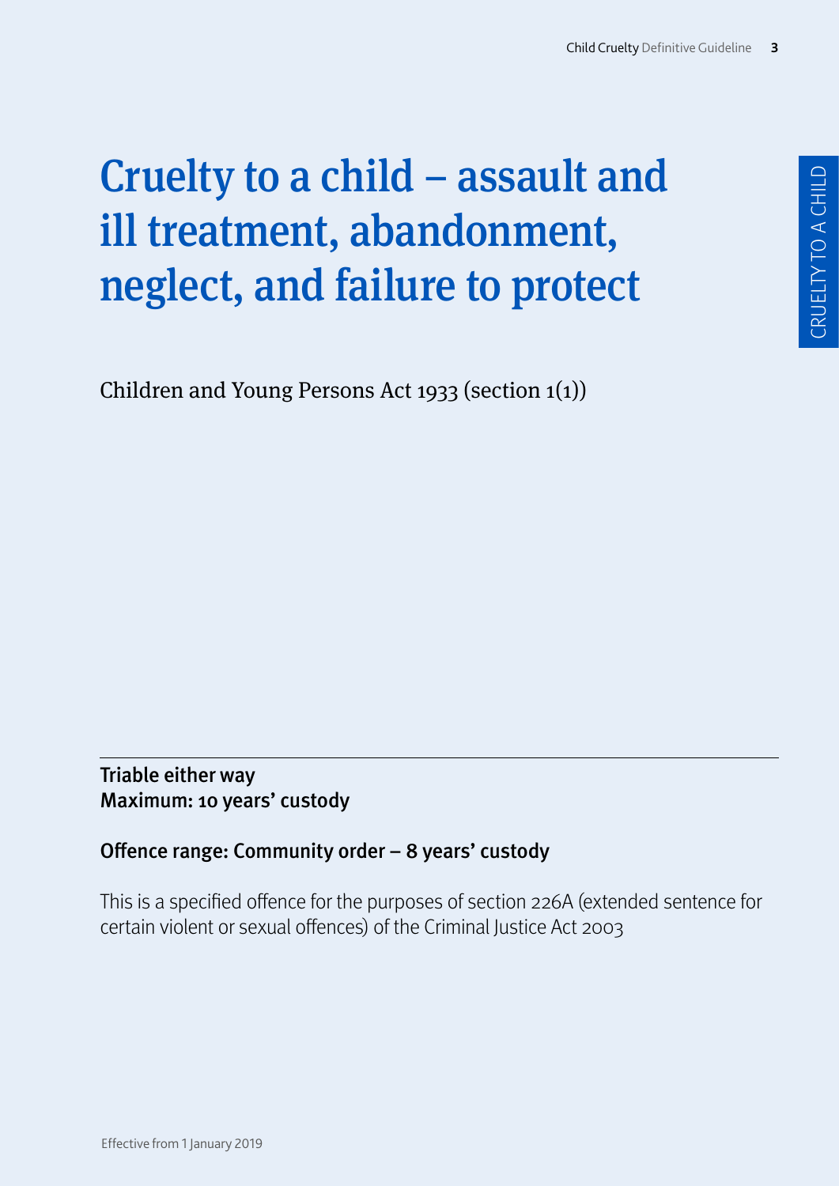# Cruelty to a child – assault and ill treatment, abandonment, neglect, and failure to protect

Children and Young Persons Act 1933 (section 1(1))

**Triable either way**
**Maximum: 10 years' custody**

**Offence range: Community order – 8 years' custody**

This is a specified offence for the purposes of section 226A (extended sentence for certain violent or sexual offences) of the Criminal Justice Act 2003

Effective from 1 January 2019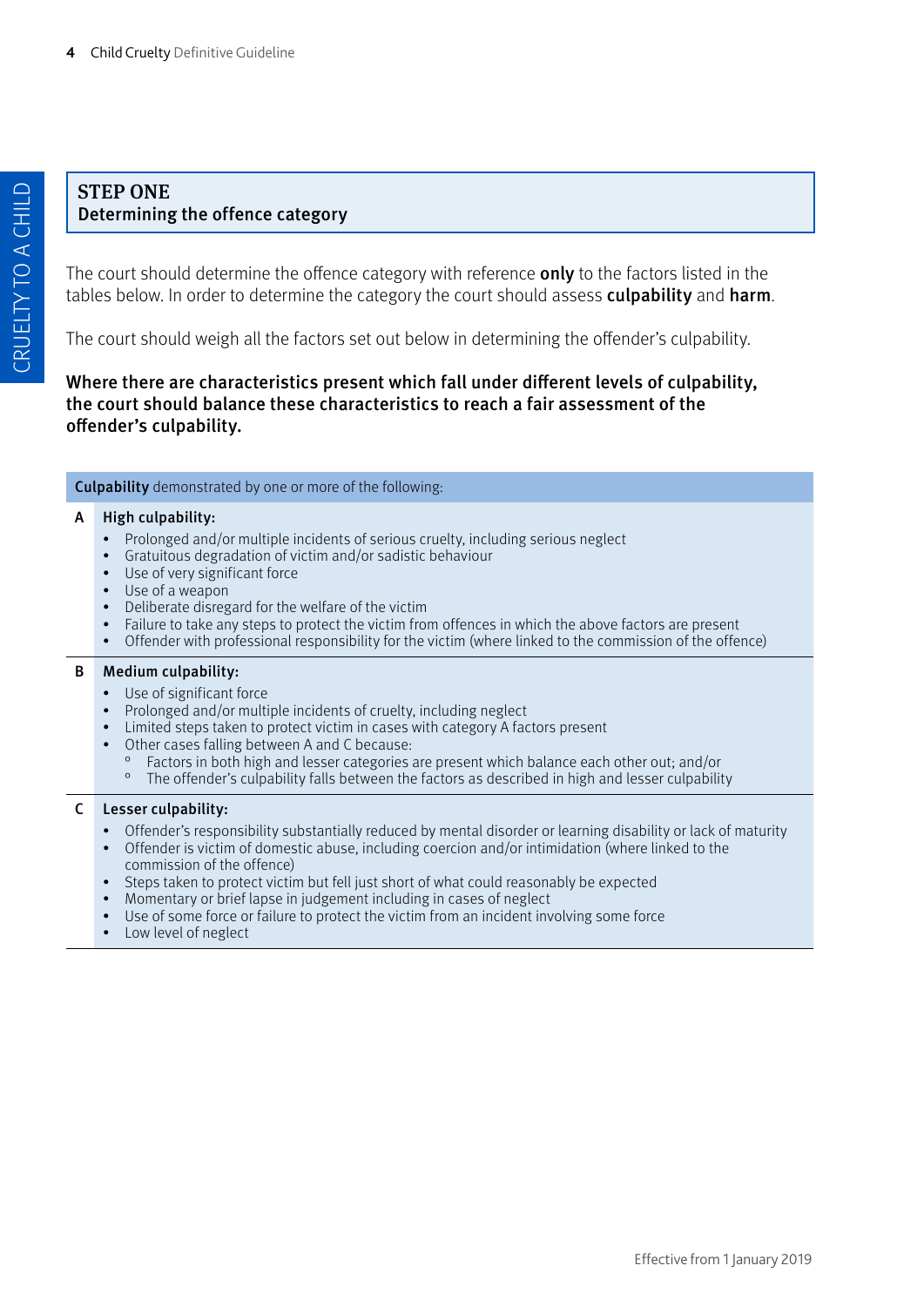## STEP ONE
### Determining the offence category

The court should determine the offence category with reference **only** to the factors listed in the tables below. In order to determine the category the court should assess **culpability** and **harm**.

The court should weigh all the factors set out below in determining the offender's culpability.

**Where there are characteristics present which fall under different levels of culpability, the court should balance these characteristics to reach a fair assessment of the offender's culpability.**

| | **Culpability** demonstrated by one or more of the following: |
|---|---|
| A | **High culpability:**<br>• Prolonged and/or multiple incidents of serious cruelty, including serious neglect<br>• Gratuitous degradation of victim and/or sadistic behaviour<br>• Use of very significant force<br>• Use of a weapon<br>• Deliberate disregard for the welfare of the victim<br>• Failure to take any steps to protect the victim from offences in which the above factors are present<br>• Offender with professional responsibility for the victim (where linked to the commission of the offence) |
| B | **Medium culpability:**<br>• Use of significant force<br>• Prolonged and/or multiple incidents of cruelty, including neglect<br>• Limited steps taken to protect victim in cases with category A factors present<br>• Other cases falling between A and C because:<br>  ◦ Factors in both high and lesser categories are present which balance each other out; and/or<br>  ◦ The offender's culpability falls between the factors as described in high and lesser culpability |
| C | **Lesser culpability:**<br>• Offender's responsibility substantially reduced by mental disorder or learning disability or lack of maturity<br>• Offender is victim of domestic abuse, including coercion and/or intimidation (where linked to the commission of the offence)<br>• Steps taken to protect victim but fell just short of what could reasonably be expected<br>• Momentary or brief lapse in judgement including in cases of neglect<br>• Use of some force or failure to protect the victim from an incident involving some force<br>• Low level of neglect |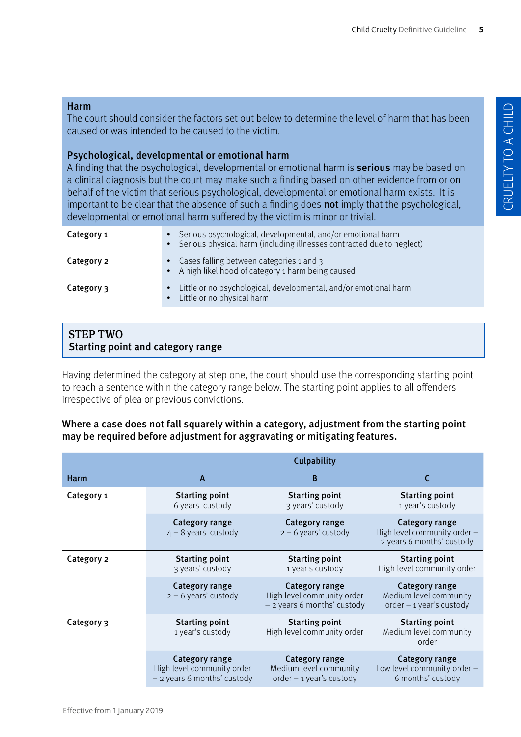## Harm

The court should consider the factors set out below to determine the level of harm that has been caused or was intended to be caused to the victim.

### Psychological, developmental or emotional harm

A finding that the psychological, developmental or emotional harm is **serious** may be based on a clinical diagnosis but the court may make such a finding based on other evidence from or on behalf of the victim that serious psychological, developmental or emotional harm exists. It is important to be clear that the absence of such a finding does **not** imply that the psychological, developmental or emotional harm suffered by the victim is minor or trivial.

| | |
|---|---|
| **Category 1** | • Serious psychological, developmental, and/or emotional harm<br>• Serious physical harm (including illnesses contracted due to neglect) |
| **Category 2** | • Cases falling between categories 1 and 3<br>• A high likelihood of category 1 harm being caused |
| **Category 3** | • Little or no psychological, developmental, and/or emotional harm<br>• Little or no physical harm |

## STEP TWO
### Starting point and category range

Having determined the category at step one, the court should use the corresponding starting point to reach a sentence within the category range below. The starting point applies to all offenders irrespective of plea or previous convictions.

**Where a case does not fall squarely within a category, adjustment from the starting point may be required before adjustment for aggravating or mitigating features.**

| | Culpability | | |
|---|---|---|---|
| **Harm** | **A** | **B** | **C** |
| **Category 1** | **Starting point**<br>6 years' custody | **Starting point**<br>3 years' custody | **Starting point**<br>1 year's custody |
| | **Category range**<br>4 – 8 years' custody | **Category range**<br>2 – 6 years' custody | **Category range**<br>High level community order – 2 years 6 months' custody |
| **Category 2** | **Starting point**<br>3 years' custody | **Starting point**<br>1 year's custody | **Starting point**<br>High level community order |
| | **Category range**<br>2 – 6 years' custody | **Category range**<br>High level community order – 2 years 6 months' custody | **Category range**<br>Medium level community order – 1 year's custody |
| **Category 3** | **Starting point**<br>1 year's custody | **Starting point**<br>High level community order | **Starting point**<br>Medium level community order |
| | **Category range**<br>High level community order – 2 years 6 months' custody | **Category range**<br>Medium level community order – 1 year's custody | **Category range**<br>Low level community order – 6 months' custody |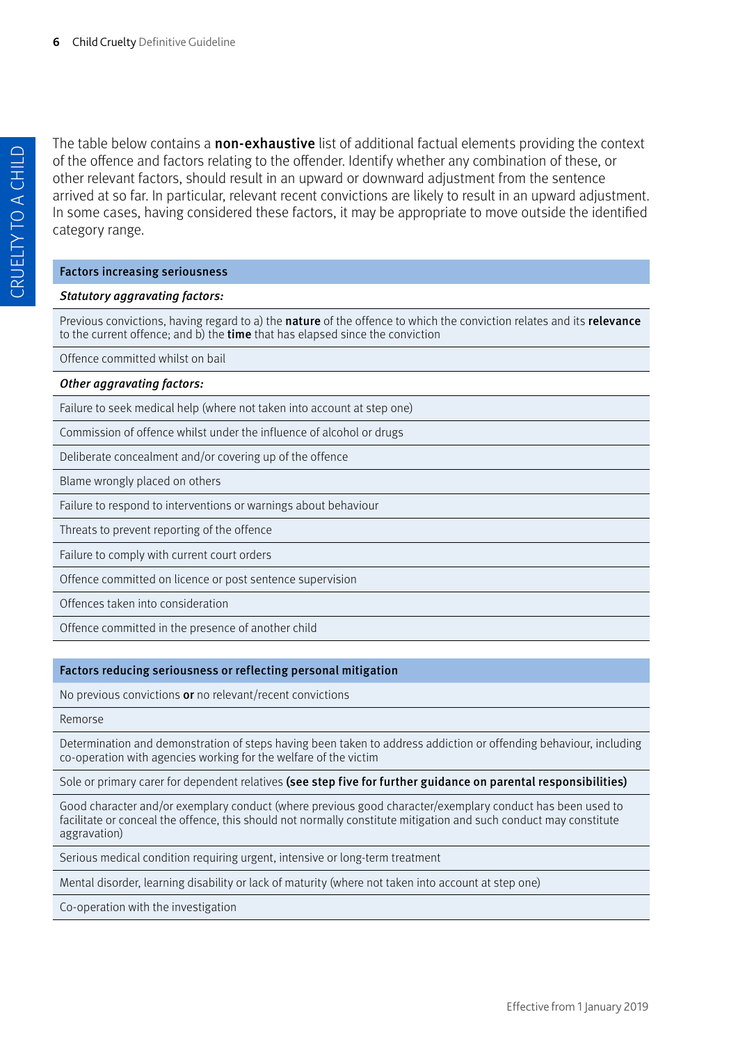The table below contains a **non-exhaustive** list of additional factual elements providing the context of the offence and factors relating to the offender. Identify whether any combination of these, or other relevant factors, should result in an upward or downward adjustment from the sentence arrived at so far. In particular, relevant recent convictions are likely to result in an upward adjustment. In some cases, having considered these factors, it may be appropriate to move outside the identified category range.

| **Factors increasing seriousness** |
|---|
| ***Statutory aggravating factors:*** |
| Previous convictions, having regard to a) the **nature** of the offence to which the conviction relates and its **relevance** to the current offence; and b) the **time** that has elapsed since the conviction |
| Offence committed whilst on bail |
| ***Other aggravating factors:*** |
| Failure to seek medical help (where not taken into account at step one) |
| Commission of offence whilst under the influence of alcohol or drugs |
| Deliberate concealment and/or covering up of the offence |
| Blame wrongly placed on others |
| Failure to respond to interventions or warnings about behaviour |
| Threats to prevent reporting of the offence |
| Failure to comply with current court orders |
| Offence committed on licence or post sentence supervision |
| Offences taken into consideration |
| Offence committed in the presence of another child |

| **Factors reducing seriousness or reflecting personal mitigation** |
|---|
| No previous convictions **or** no relevant/recent convictions |
| Remorse |
| Determination and demonstration of steps having been taken to address addiction or offending behaviour, including co-operation with agencies working for the welfare of the victim |
| Sole or primary carer for dependent relatives **(see step five for further guidance on parental responsibilities)** |
| Good character and/or exemplary conduct (where previous good character/exemplary conduct has been used to facilitate or conceal the offence, this should not normally constitute mitigation and such conduct may constitute aggravation) |
| Serious medical condition requiring urgent, intensive or long-term treatment |
| Mental disorder, learning disability or lack of maturity (where not taken into account at step one) |
| Co-operation with the investigation |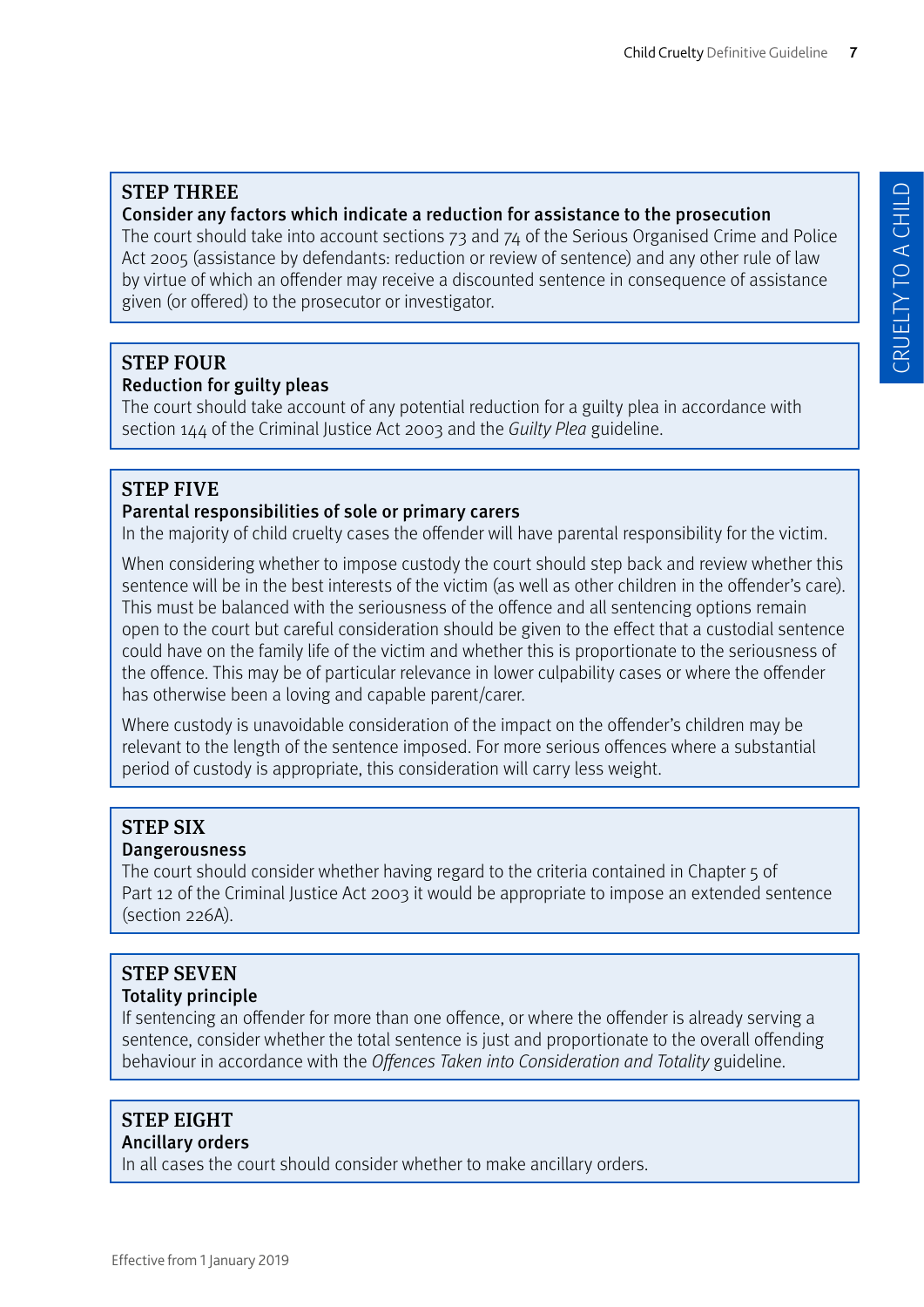## STEP THREE

**Consider any factors which indicate a reduction for assistance to the prosecution**

The court should take into account sections 73 and 74 of the Serious Organised Crime and Police Act 2005 (assistance by defendants: reduction or review of sentence) and any other rule of law by virtue of which an offender may receive a discounted sentence in consequence of assistance given (or offered) to the prosecutor or investigator.

## STEP FOUR

**Reduction for guilty pleas**

The court should take account of any potential reduction for a guilty plea in accordance with section 144 of the Criminal Justice Act 2003 and the *Guilty Plea* guideline.

## STEP FIVE

**Parental responsibilities of sole or primary carers**

In the majority of child cruelty cases the offender will have parental responsibility for the victim.

When considering whether to impose custody the court should step back and review whether this sentence will be in the best interests of the victim (as well as other children in the offender's care). This must be balanced with the seriousness of the offence and all sentencing options remain open to the court but careful consideration should be given to the effect that a custodial sentence could have on the family life of the victim and whether this is proportionate to the seriousness of the offence. This may be of particular relevance in lower culpability cases or where the offender has otherwise been a loving and capable parent/carer.

Where custody is unavoidable consideration of the impact on the offender's children may be relevant to the length of the sentence imposed. For more serious offences where a substantial period of custody is appropriate, this consideration will carry less weight.

## STEP SIX

**Dangerousness**

The court should consider whether having regard to the criteria contained in Chapter 5 of Part 12 of the Criminal Justice Act 2003 it would be appropriate to impose an extended sentence (section 226A).

## STEP SEVEN

**Totality principle**

If sentencing an offender for more than one offence, or where the offender is already serving a sentence, consider whether the total sentence is just and proportionate to the overall offending behaviour in accordance with the *Offences Taken into Consideration and Totality* guideline.

## STEP EIGHT

**Ancillary orders**

In all cases the court should consider whether to make ancillary orders.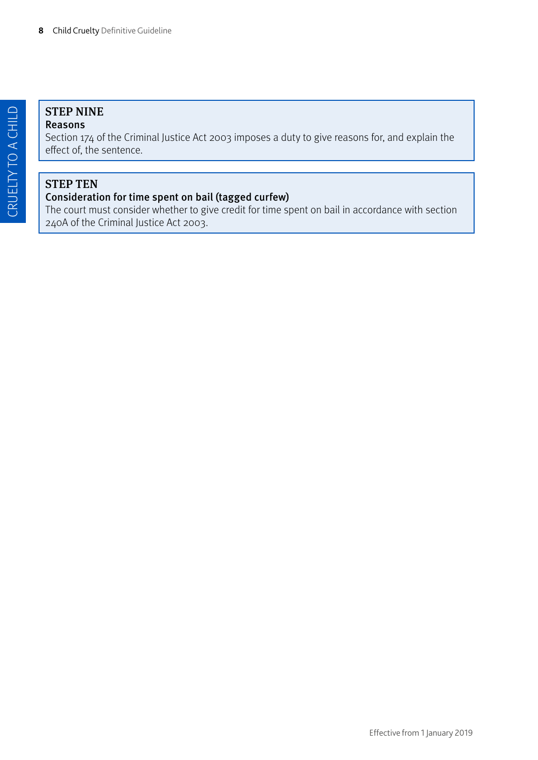## STEP NINE

### Reasons

Section 174 of the Criminal Justice Act 2003 imposes a duty to give reasons for, and explain the effect of, the sentence.

## STEP TEN

### Consideration for time spent on bail (tagged curfew)

The court must consider whether to give credit for time spent on bail in accordance with section 240A of the Criminal Justice Act 2003.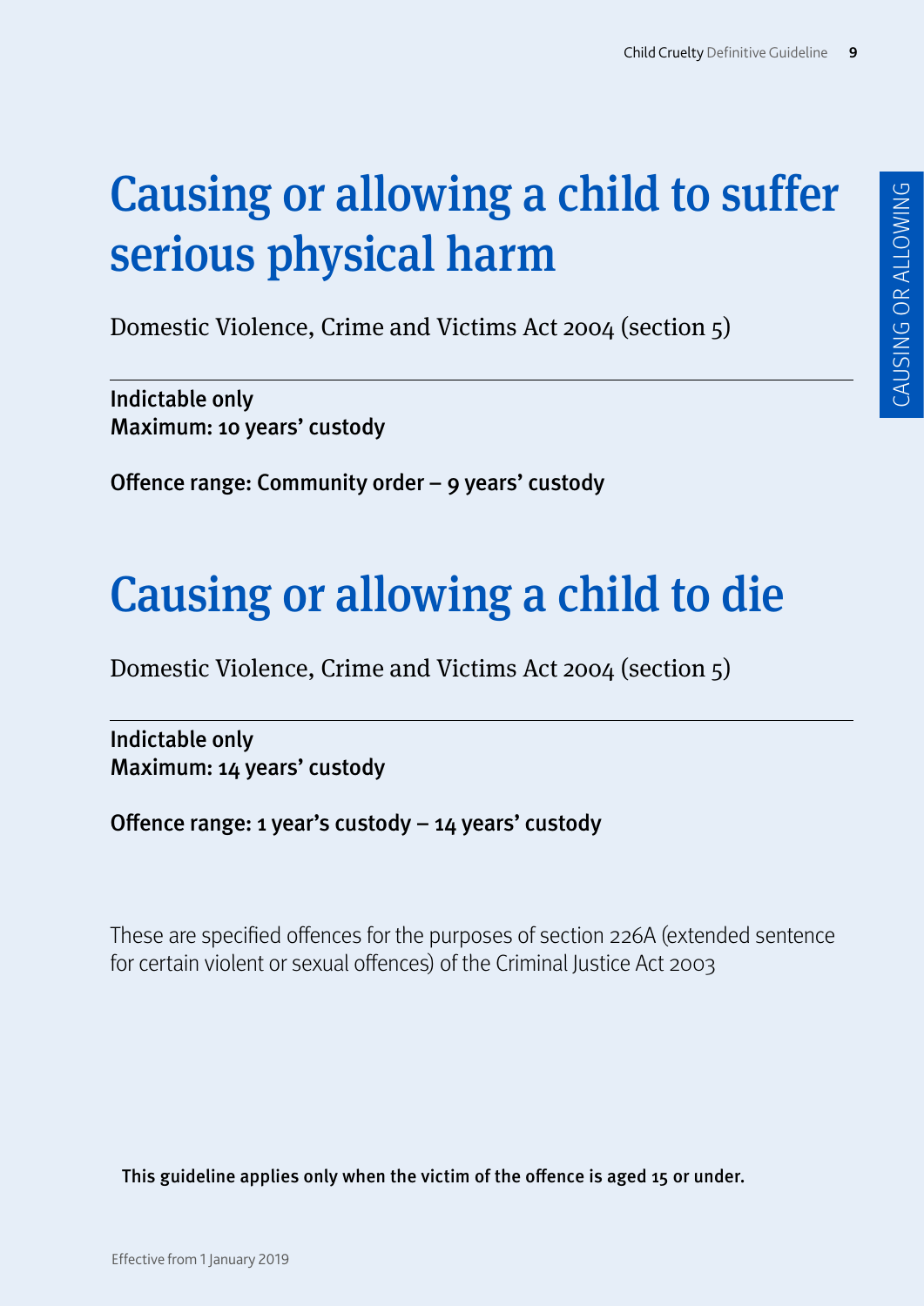# Causing or allowing a child to suffer serious physical harm

Domestic Violence, Crime and Victims Act 2004 (section 5)

**Indictable only**
**Maximum: 10 years' custody**

**Offence range: Community order – 9 years' custody**

# Causing or allowing a child to die

Domestic Violence, Crime and Victims Act 2004 (section 5)

**Indictable only**
**Maximum: 14 years' custody**

**Offence range: 1 year's custody – 14 years' custody**

These are specified offences for the purposes of section 226A (extended sentence for certain violent or sexual offences) of the Criminal Justice Act 2003

**This guideline applies only when the victim of the offence is aged 15 or under.**

Effective from 1 January 2019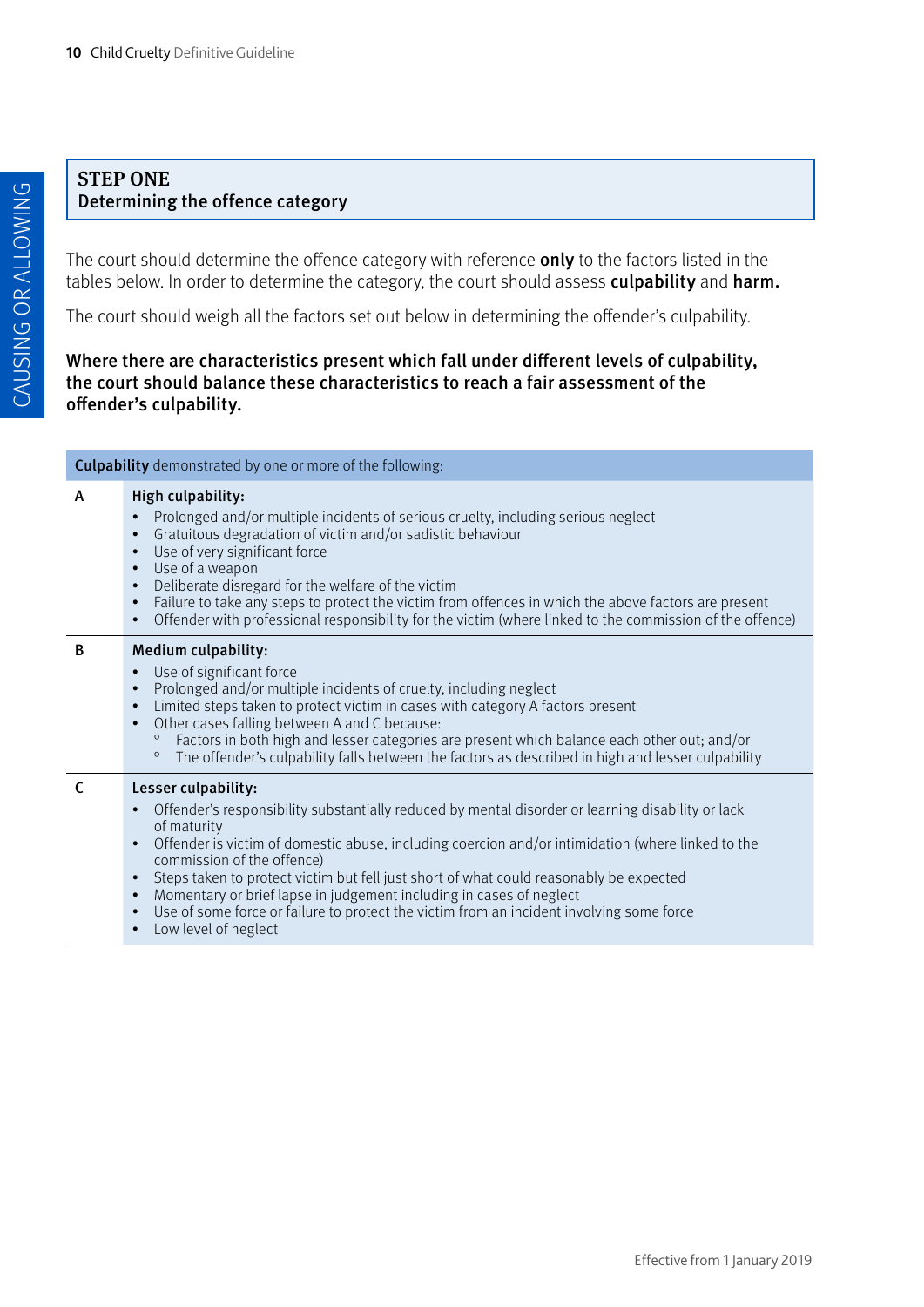## STEP ONE
### Determining the offence category

The court should determine the offence category with reference **only** to the factors listed in the tables below. In order to determine the category, the court should assess **culpability** and **harm.**

The court should weigh all the factors set out below in determining the offender's culpability.

**Where there are characteristics present which fall under different levels of culpability, the court should balance these characteristics to reach a fair assessment of the offender's culpability.**

| **Culpability** demonstrated by one or more of the following: | |
|---|---|
| **A** | **High culpability:**<br>• Prolonged and/or multiple incidents of serious cruelty, including serious neglect<br>• Gratuitous degradation of victim and/or sadistic behaviour<br>• Use of very significant force<br>• Use of a weapon<br>• Deliberate disregard for the welfare of the victim<br>• Failure to take any steps to protect the victim from offences in which the above factors are present<br>• Offender with professional responsibility for the victim (where linked to the commission of the offence) |
| **B** | **Medium culpability:**<br>• Use of significant force<br>• Prolonged and/or multiple incidents of cruelty, including neglect<br>• Limited steps taken to protect victim in cases with category A factors present<br>• Other cases falling between A and C because:<br>  ◦ Factors in both high and lesser categories are present which balance each other out; and/or<br>  ◦ The offender's culpability falls between the factors as described in high and lesser culpability |
| **C** | **Lesser culpability:**<br>• Offender's responsibility substantially reduced by mental disorder or learning disability or lack of maturity<br>• Offender is victim of domestic abuse, including coercion and/or intimidation (where linked to the commission of the offence)<br>• Steps taken to protect victim but fell just short of what could reasonably be expected<br>• Momentary or brief lapse in judgement including in cases of neglect<br>• Use of some force or failure to protect the victim from an incident involving some force<br>• Low level of neglect |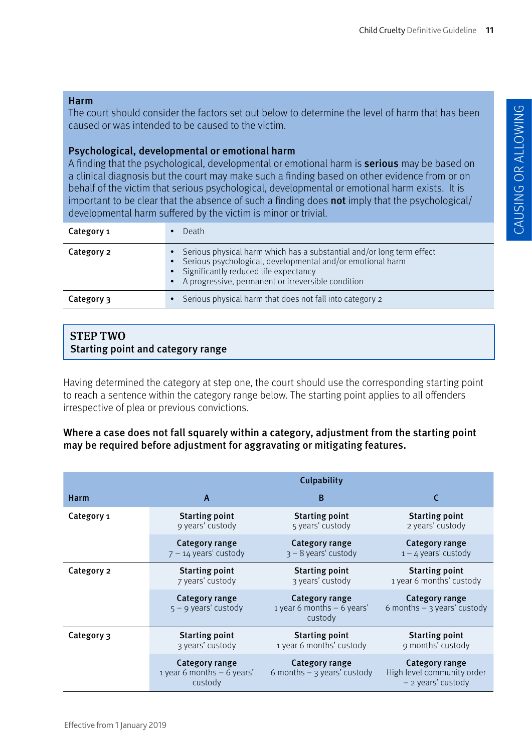## Harm

The court should consider the factors set out below to determine the level of harm that has been caused or was intended to be caused to the victim.

### Psychological, developmental or emotional harm

A finding that the psychological, developmental or emotional harm is **serious** may be based on a clinical diagnosis but the court may make such a finding based on other evidence from or on behalf of the victim that serious psychological, developmental or emotional harm exists. It is important to be clear that the absence of such a finding does **not** imply that the psychological/developmental harm suffered by the victim is minor or trivial.

| | |
|---|---|
| **Category 1** | • Death |
| **Category 2** | • Serious physical harm which has a substantial and/or long term effect<br>• Serious psychological, developmental and/or emotional harm<br>• Significantly reduced life expectancy<br>• A progressive, permanent or irreversible condition |
| **Category 3** | • Serious physical harm that does not fall into category 2 |

## STEP TWO
### Starting point and category range

Having determined the category at step one, the court should use the corresponding starting point to reach a sentence within the category range below. The starting point applies to all offenders irrespective of plea or previous convictions.

**Where a case does not fall squarely within a category, adjustment from the starting point may be required before adjustment for aggravating or mitigating features.**

| | Culpability | | |
|---|---|---|---|
| **Harm** | **A** | **B** | **C** |
| **Category 1** | **Starting point**<br>9 years' custody | **Starting point**<br>5 years' custody | **Starting point**<br>2 years' custody |
| | **Category range**<br>7 – 14 years' custody | **Category range**<br>3 – 8 years' custody | **Category range**<br>1 – 4 years' custody |
| **Category 2** | **Starting point**<br>7 years' custody | **Starting point**<br>3 years' custody | **Starting point**<br>1 year 6 months' custody |
| | **Category range**<br>5 – 9 years' custody | **Category range**<br>1 year 6 months – 6 years' custody | **Category range**<br>6 months – 3 years' custody |
| **Category 3** | **Starting point**<br>3 years' custody | **Starting point**<br>1 year 6 months' custody | **Starting point**<br>9 months' custody |
| | **Category range**<br>1 year 6 months – 6 years' custody | **Category range**<br>6 months – 3 years' custody | **Category range**<br>High level community order – 2 years' custody |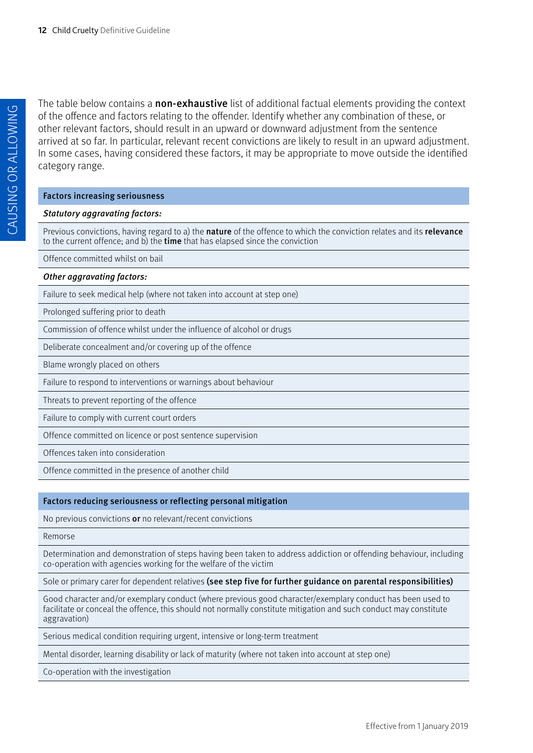The table below contains a **non-exhaustive** list of additional factual elements providing the context of the offence and factors relating to the offender. Identify whether any combination of these, or other relevant factors, should result in an upward or downward adjustment from the sentence arrived at so far. In particular, relevant recent convictions are likely to result in an upward adjustment. In some cases, having considered these factors, it may be appropriate to move outside the identified category range.

| **Factors increasing seriousness** |
| --- |
| ***Statutory aggravating factors:*** |
| Previous convictions, having regard to a) the **nature** of the offence to which the conviction relates and its **relevance** to the current offence; and b) the **time** that has elapsed since the conviction |
| Offence committed whilst on bail |
| ***Other aggravating factors:*** |
| Failure to seek medical help (where not taken into account at step one) |
| Prolonged suffering prior to death |
| Commission of offence whilst under the influence of alcohol or drugs |
| Deliberate concealment and/or covering up of the offence |
| Blame wrongly placed on others |
| Failure to respond to interventions or warnings about behaviour |
| Threats to prevent reporting of the offence |
| Failure to comply with current court orders |
| Offence committed on licence or post sentence supervision |
| Offences taken into consideration |
| Offence committed in the presence of another child |

| **Factors reducing seriousness or reflecting personal mitigation** |
| --- |
| No previous convictions **or** no relevant/recent convictions |
| Remorse |
| Determination and demonstration of steps having been taken to address addiction or offending behaviour, including co-operation with agencies working for the welfare of the victim |
| Sole or primary carer for dependent relatives **(see step five for further guidance on parental responsibilities)** |
| Good character and/or exemplary conduct (where previous good character/exemplary conduct has been used to facilitate or conceal the offence, this should not normally constitute mitigation and such conduct may constitute aggravation) |
| Serious medical condition requiring urgent, intensive or long-term treatment |
| Mental disorder, learning disability or lack of maturity (where not taken into account at step one) |
| Co-operation with the investigation |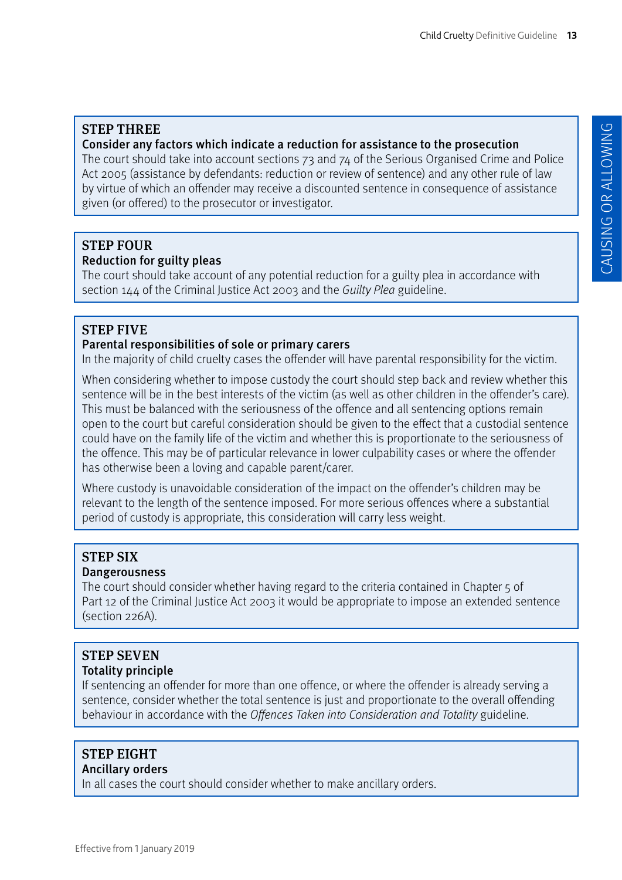## STEP THREE

**Consider any factors which indicate a reduction for assistance to the prosecution**

The court should take into account sections 73 and 74 of the Serious Organised Crime and Police Act 2005 (assistance by defendants: reduction or review of sentence) and any other rule of law by virtue of which an offender may receive a discounted sentence in consequence of assistance given (or offered) to the prosecutor or investigator.

## STEP FOUR

**Reduction for guilty pleas**

The court should take account of any potential reduction for a guilty plea in accordance with section 144 of the Criminal Justice Act 2003 and the *Guilty Plea* guideline.

## STEP FIVE

**Parental responsibilities of sole or primary carers**

In the majority of child cruelty cases the offender will have parental responsibility for the victim.

When considering whether to impose custody the court should step back and review whether this sentence will be in the best interests of the victim (as well as other children in the offender's care). This must be balanced with the seriousness of the offence and all sentencing options remain open to the court but careful consideration should be given to the effect that a custodial sentence could have on the family life of the victim and whether this is proportionate to the seriousness of the offence. This may be of particular relevance in lower culpability cases or where the offender has otherwise been a loving and capable parent/carer.

Where custody is unavoidable consideration of the impact on the offender's children may be relevant to the length of the sentence imposed. For more serious offences where a substantial period of custody is appropriate, this consideration will carry less weight.

## STEP SIX

**Dangerousness**

The court should consider whether having regard to the criteria contained in Chapter 5 of Part 12 of the Criminal Justice Act 2003 it would be appropriate to impose an extended sentence (section 226A).

## STEP SEVEN

**Totality principle**

If sentencing an offender for more than one offence, or where the offender is already serving a sentence, consider whether the total sentence is just and proportionate to the overall offending behaviour in accordance with the *Offences Taken into Consideration and Totality* guideline.

## STEP EIGHT

**Ancillary orders**

In all cases the court should consider whether to make ancillary orders.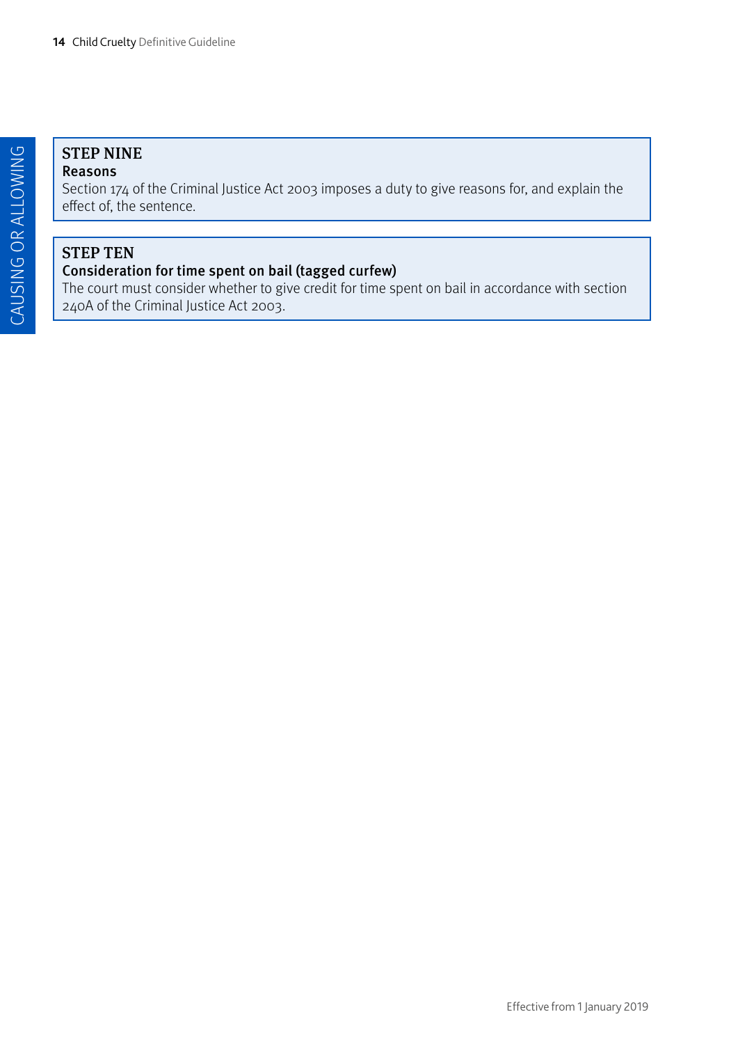## STEP NINE

### Reasons

Section 174 of the Criminal Justice Act 2003 imposes a duty to give reasons for, and explain the effect of, the sentence.

## STEP TEN

### Consideration for time spent on bail (tagged curfew)

The court must consider whether to give credit for time spent on bail in accordance with section 240A of the Criminal Justice Act 2003.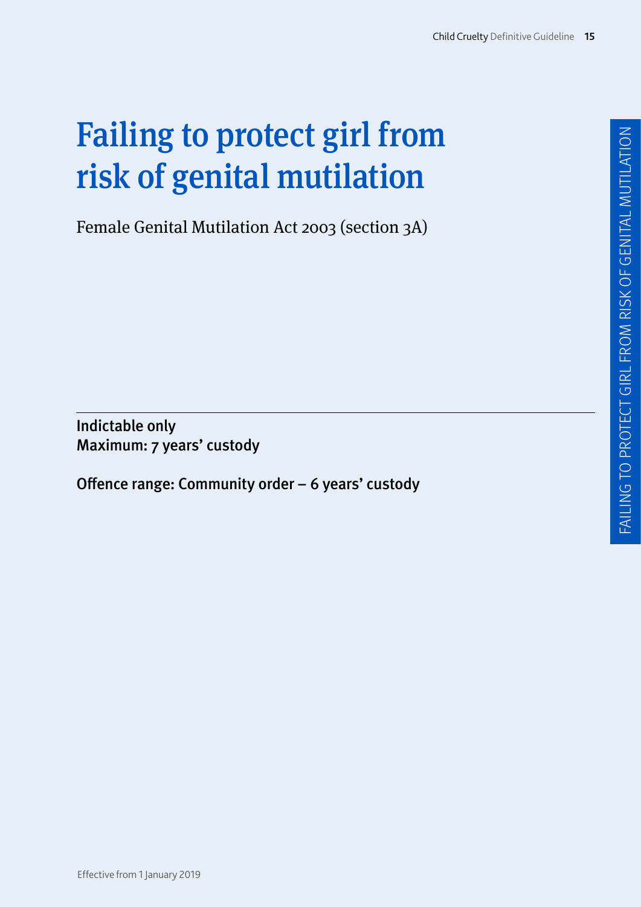# Failing to protect girl from risk of genital mutilation

Female Genital Mutilation Act 2003 (section 3A)

**Indictable only**
**Maximum: 7 years' custody**

**Offence range: Community order – 6 years' custody**

Effective from 1 January 2019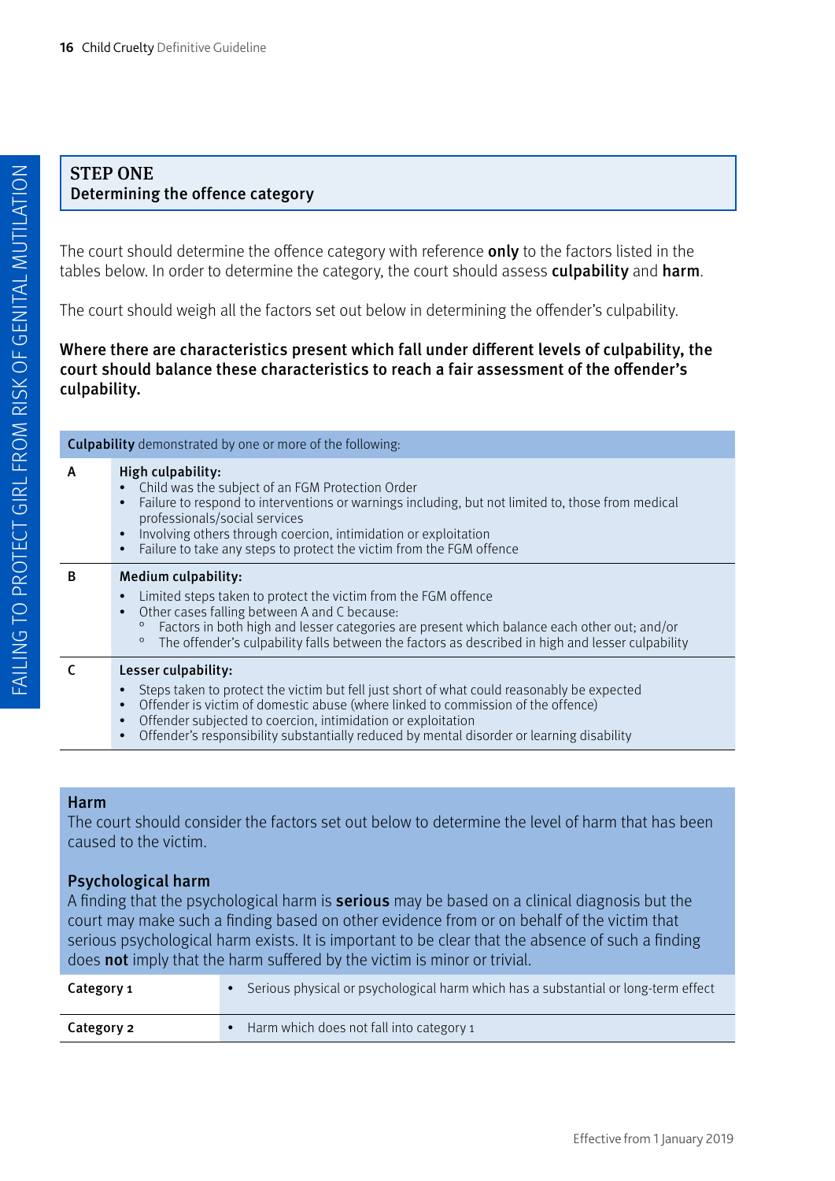## STEP ONE
### Determining the offence category

The court should determine the offence category with reference **only** to the factors listed in the tables below. In order to determine the category, the court should assess **culpability** and **harm**.

The court should weigh all the factors set out below in determining the offender's culpability.

**Where there are characteristics present which fall under different levels of culpability, the court should balance these characteristics to reach a fair assessment of the offender's culpability.**

| **Culpability** demonstrated by one or more of the following: | |
|---|---|
| A | **High culpability:**<br>• Child was the subject of an FGM Protection Order<br>• Failure to respond to interventions or warnings including, but not limited to, those from medical professionals/social services<br>• Involving others through coercion, intimidation or exploitation<br>• Failure to take any steps to protect the victim from the FGM offence |
| B | **Medium culpability:**<br>• Limited steps taken to protect the victim from the FGM offence<br>• Other cases falling between A and C because:<br>  ◦ Factors in both high and lesser categories are present which balance each other out; and/or<br>  ◦ The offender's culpability falls between the factors as described in high and lesser culpability |
| C | **Lesser culpability:**<br>• Steps taken to protect the victim but fell just short of what could reasonably be expected<br>• Offender is victim of domestic abuse (where linked to commission of the offence)<br>• Offender subjected to coercion, intimidation or exploitation<br>• Offender's responsibility substantially reduced by mental disorder or learning disability |

### Harm

The court should consider the factors set out below to determine the level of harm that has been caused to the victim.

#### Psychological harm

A finding that the psychological harm is **serious** may be based on a clinical diagnosis but the court may make such a finding based on other evidence from or on behalf of the victim that serious psychological harm exists. It is important to be clear that the absence of such a finding does **not** imply that the harm suffered by the victim is minor or trivial.

| | |
|---|---|
| **Category 1** | • Serious physical or psychological harm which has a substantial or long-term effect |
| **Category 2** | • Harm which does not fall into category 1 |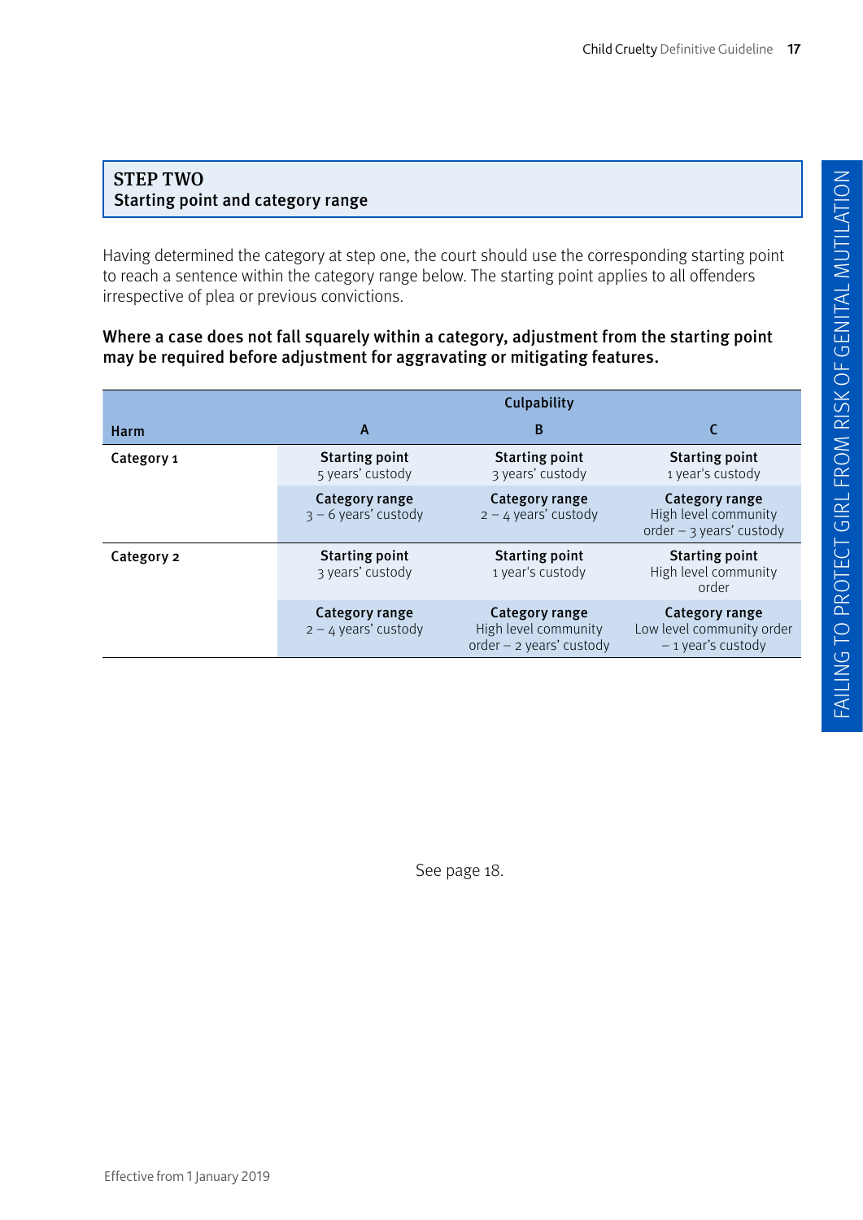## STEP TWO
### Starting point and category range

Having determined the category at step one, the court should use the corresponding starting point to reach a sentence within the category range below. The starting point applies to all offenders irrespective of plea or previous convictions.

**Where a case does not fall squarely within a category, adjustment from the starting point may be required before adjustment for aggravating or mitigating features.**

| | Culpability | | |
|---|---|---|---|
| **Harm** | **A** | **B** | **C** |
| **Category 1** | **Starting point** 5 years' custody | **Starting point** 3 years' custody | **Starting point** 1 year's custody |
| | **Category range** 3 – 6 years' custody | **Category range** 2 – 4 years' custody | **Category range** High level community order – 3 years' custody |
| **Category 2** | **Starting point** 3 years' custody | **Starting point** 1 year's custody | **Starting point** High level community order |
| | **Category range** 2 – 4 years' custody | **Category range** High level community order – 2 years' custody | **Category range** Low level community order – 1 year's custody |

See page 18.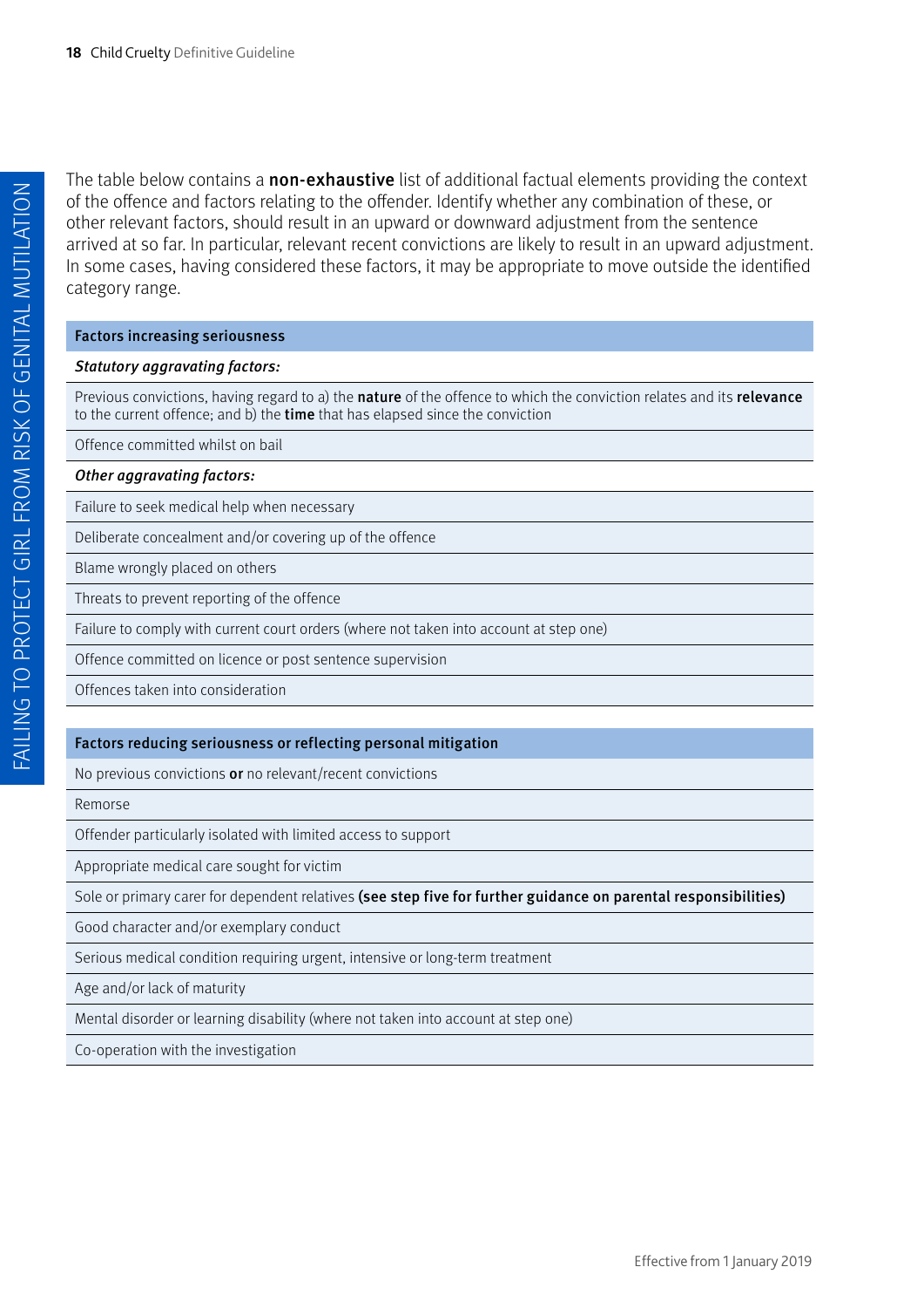The table below contains a **non-exhaustive** list of additional factual elements providing the context of the offence and factors relating to the offender. Identify whether any combination of these, or other relevant factors, should result in an upward or downward adjustment from the sentence arrived at so far. In particular, relevant recent convictions are likely to result in an upward adjustment. In some cases, having considered these factors, it may be appropriate to move outside the identified category range.

| **Factors increasing seriousness** |
|---|
| ***Statutory aggravating factors:*** |
| Previous convictions, having regard to a) the **nature** of the offence to which the conviction relates and its **relevance** to the current offence; and b) the **time** that has elapsed since the conviction |
| Offence committed whilst on bail |
| ***Other aggravating factors:*** |
| Failure to seek medical help when necessary |
| Deliberate concealment and/or covering up of the offence |
| Blame wrongly placed on others |
| Threats to prevent reporting of the offence |
| Failure to comply with current court orders (where not taken into account at step one) |
| Offence committed on licence or post sentence supervision |
| Offences taken into consideration |

| **Factors reducing seriousness or reflecting personal mitigation** |
|---|
| No previous convictions **or** no relevant/recent convictions |
| Remorse |
| Offender particularly isolated with limited access to support |
| Appropriate medical care sought for victim |
| Sole or primary carer for dependent relatives **(see step five for further guidance on parental responsibilities)** |
| Good character and/or exemplary conduct |
| Serious medical condition requiring urgent, intensive or long-term treatment |
| Age and/or lack of maturity |
| Mental disorder or learning disability (where not taken into account at step one) |
| Co-operation with the investigation |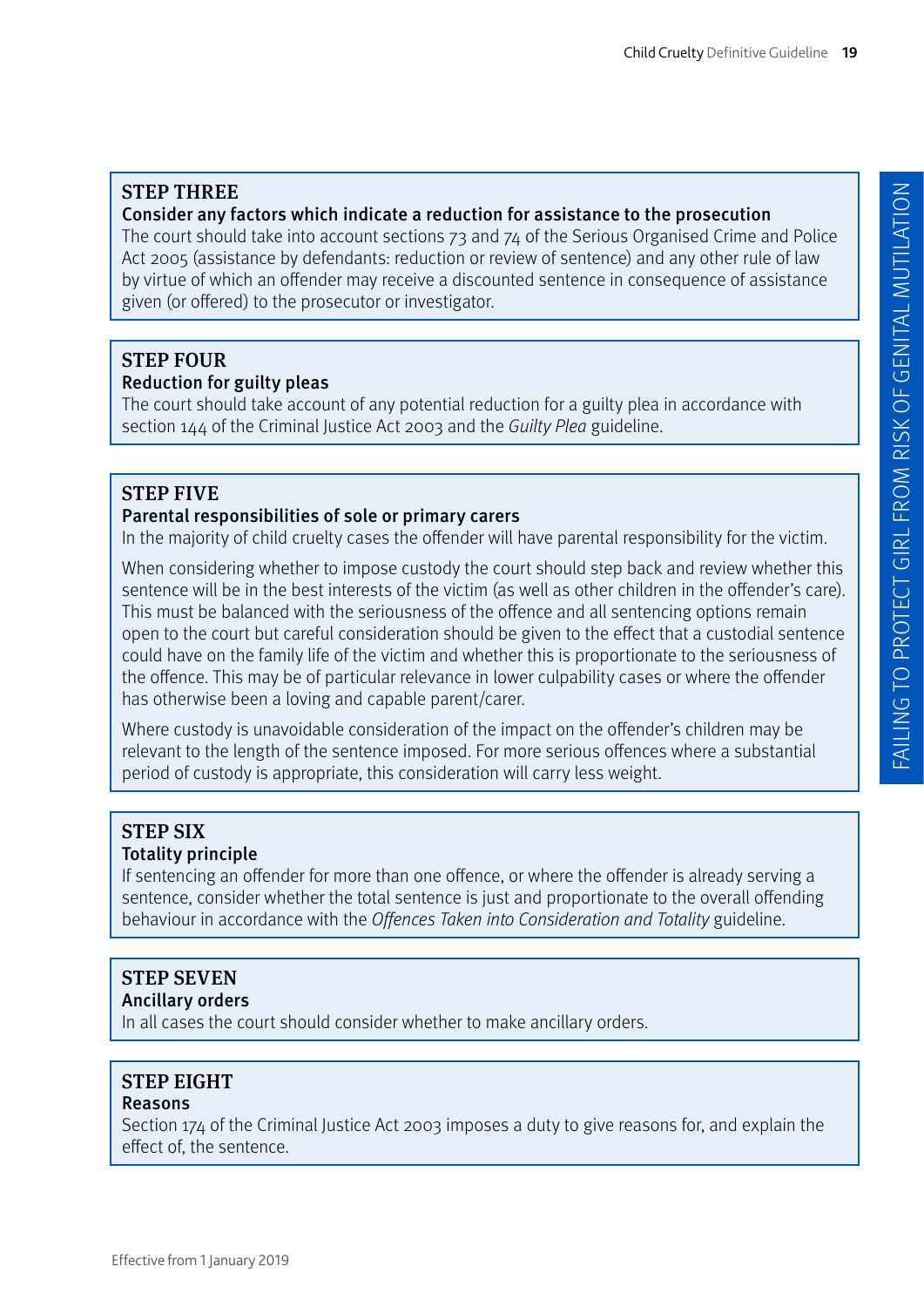## STEP THREE

**Consider any factors which indicate a reduction for assistance to the prosecution**

The court should take into account sections 73 and 74 of the Serious Organised Crime and Police Act 2005 (assistance by defendants: reduction or review of sentence) and any other rule of law by virtue of which an offender may receive a discounted sentence in consequence of assistance given (or offered) to the prosecutor or investigator.

## STEP FOUR

**Reduction for guilty pleas**

The court should take account of any potential reduction for a guilty plea in accordance with section 144 of the Criminal Justice Act 2003 and the *Guilty Plea* guideline.

## STEP FIVE

**Parental responsibilities of sole or primary carers**

In the majority of child cruelty cases the offender will have parental responsibility for the victim.

When considering whether to impose custody the court should step back and review whether this sentence will be in the best interests of the victim (as well as other children in the offender's care). This must be balanced with the seriousness of the offence and all sentencing options remain open to the court but careful consideration should be given to the effect that a custodial sentence could have on the family life of the victim and whether this is proportionate to the seriousness of the offence. This may be of particular relevance in lower culpability cases or where the offender has otherwise been a loving and capable parent/carer.

Where custody is unavoidable consideration of the impact on the offender's children may be relevant to the length of the sentence imposed. For more serious offences where a substantial period of custody is appropriate, this consideration will carry less weight.

## STEP SIX

**Totality principle**

If sentencing an offender for more than one offence, or where the offender is already serving a sentence, consider whether the total sentence is just and proportionate to the overall offending behaviour in accordance with the *Offences Taken into Consideration and Totality* guideline.

## STEP SEVEN

**Ancillary orders**

In all cases the court should consider whether to make ancillary orders.

## STEP EIGHT

**Reasons**

Section 174 of the Criminal Justice Act 2003 imposes a duty to give reasons for, and explain the effect of, the sentence.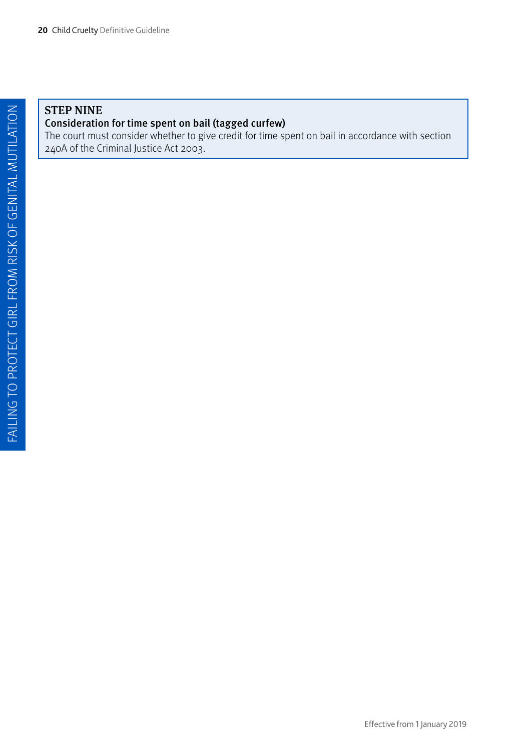## STEP NINE

### Consideration for time spent on bail (tagged curfew)

The court must consider whether to give credit for time spent on bail in accordance with section 240A of the Criminal Justice Act 2003.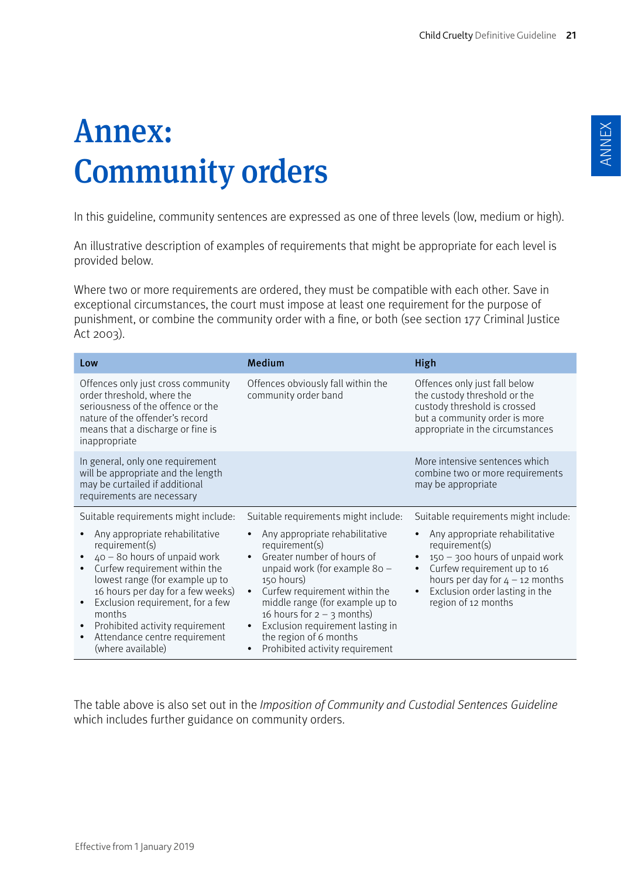# Annex: Community orders

In this guideline, community sentences are expressed as one of three levels (low, medium or high).

An illustrative description of examples of requirements that might be appropriate for each level is provided below.

Where two or more requirements are ordered, they must be compatible with each other. Save in exceptional circumstances, the court must impose at least one requirement for the purpose of punishment, or combine the community order with a fine, or both (see section 177 Criminal Justice Act 2003).

| Low | Medium | High |
|---|---|---|
| Offences only just cross community order threshold, where the seriousness of the offence or the nature of the offender's record means that a discharge or fine is inappropriate | Offences obviously fall within the community order band | Offences only just fall below the custody threshold or the custody threshold is crossed but a community order is more appropriate in the circumstances |
| In general, only one requirement will be appropriate and the length may be curtailed if additional requirements are necessary | | More intensive sentences which combine two or more requirements may be appropriate |
| Suitable requirements might include:<br>• Any appropriate rehabilitative requirement(s)<br>• 40 – 80 hours of unpaid work<br>• Curfew requirement within the lowest range (for example up to 16 hours per day for a few weeks)<br>• Exclusion requirement, for a few months<br>• Prohibited activity requirement<br>• Attendance centre requirement (where available) | Suitable requirements might include:<br>• Any appropriate rehabilitative requirement(s)<br>• Greater number of hours of unpaid work (for example 80 – 150 hours)<br>• Curfew requirement within the middle range (for example up to 16 hours for 2 – 3 months)<br>• Exclusion requirement lasting in the region of 6 months<br>• Prohibited activity requirement | Suitable requirements might include:<br>• Any appropriate rehabilitative requirement(s)<br>• 150 – 300 hours of unpaid work<br>• Curfew requirement up to 16 hours per day for 4 – 12 months<br>• Exclusion order lasting in the region of 12 months |

The table above is also set out in the *Imposition of Community and Custodial Sentences Guideline* which includes further guidance on community orders.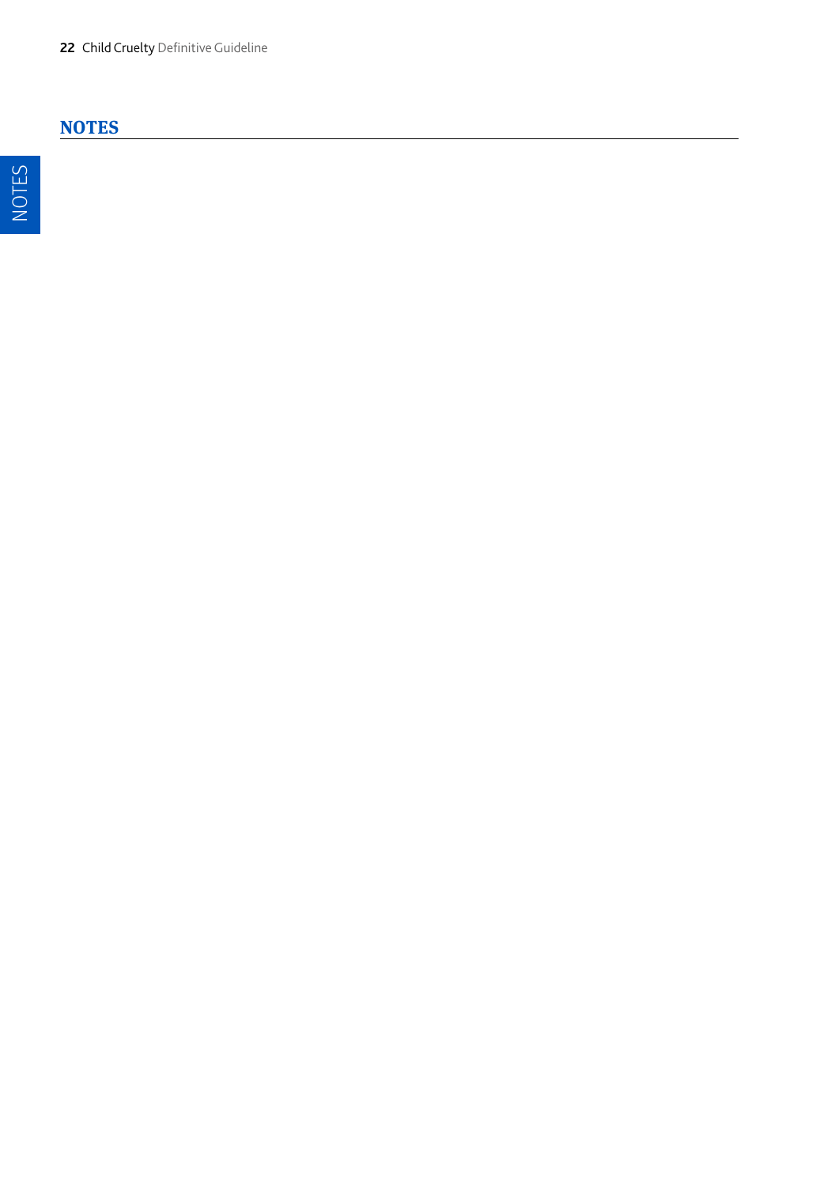## NOTES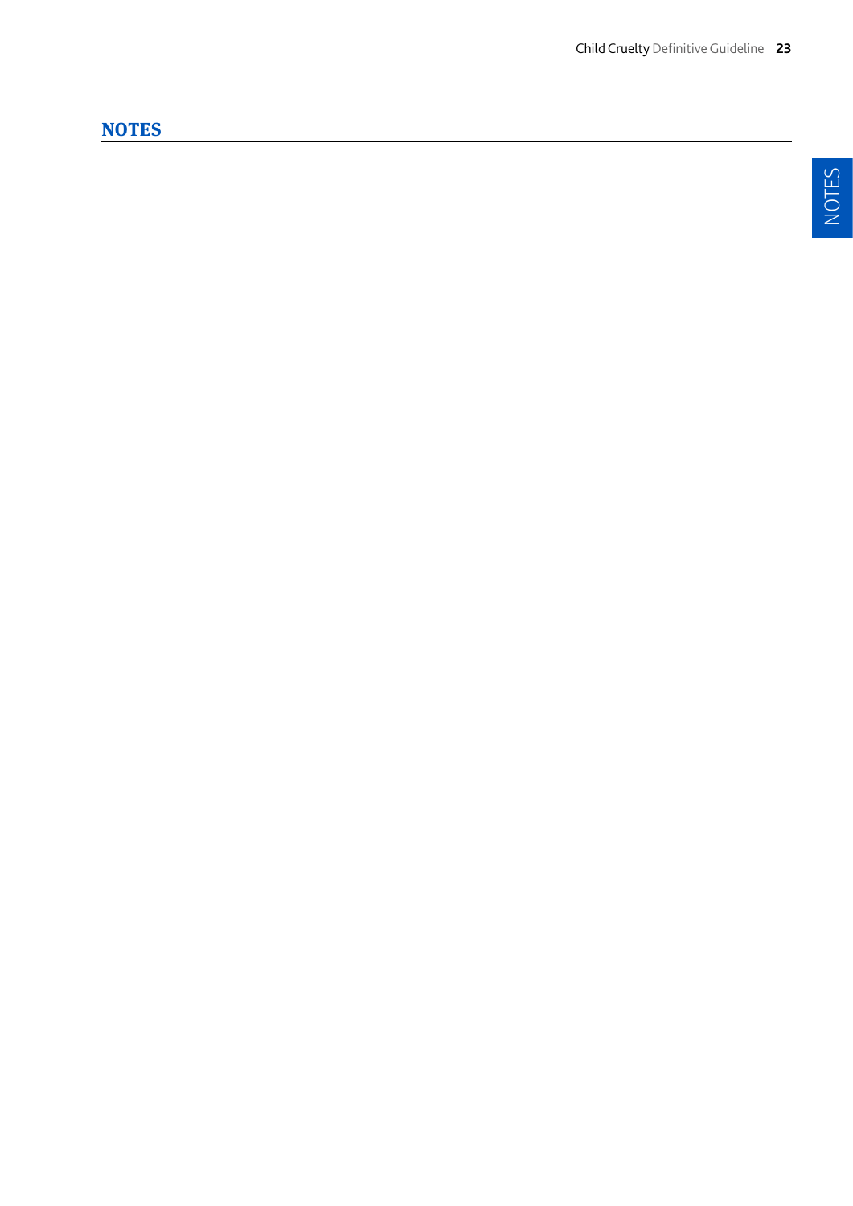## NOTES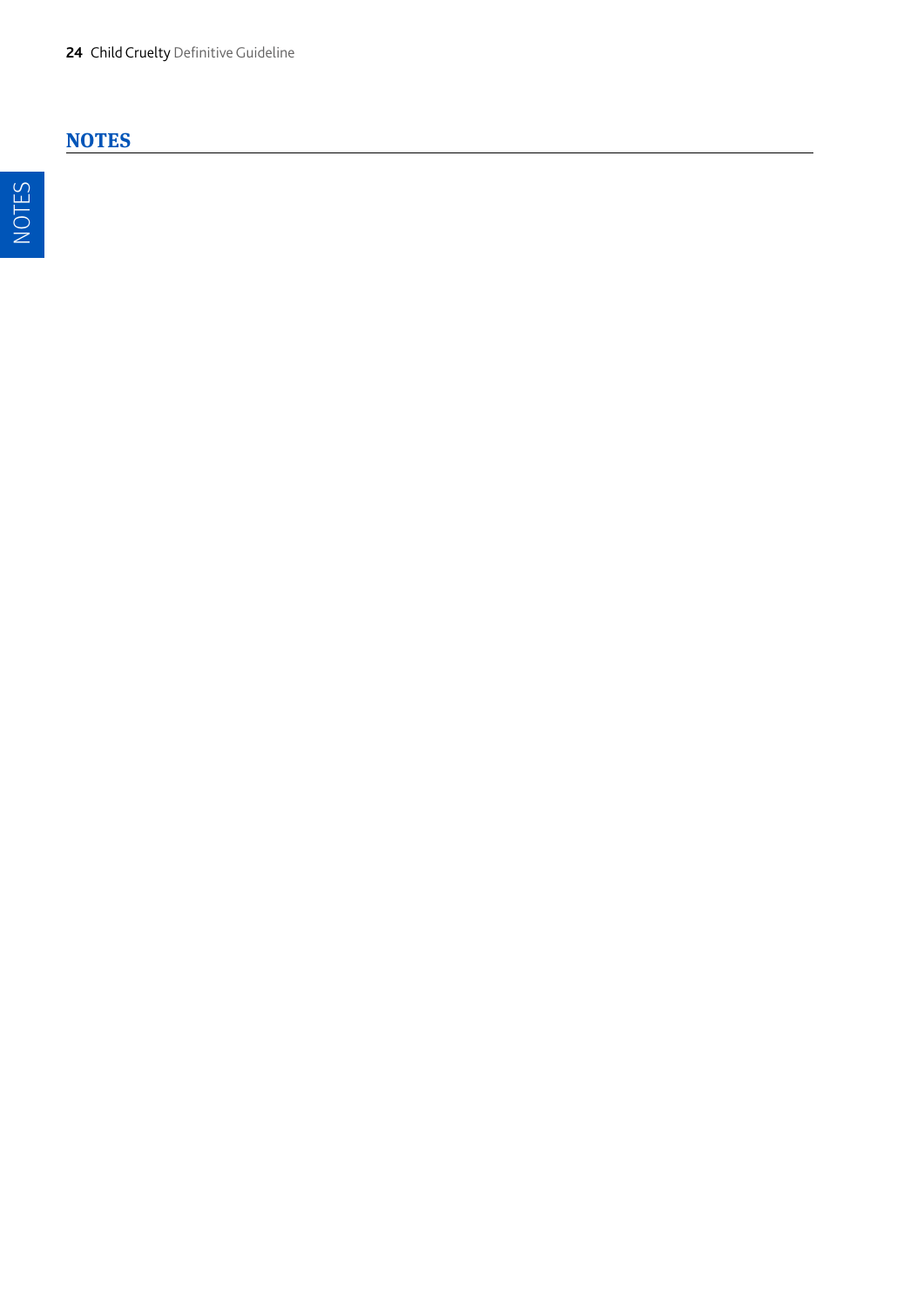# NOTES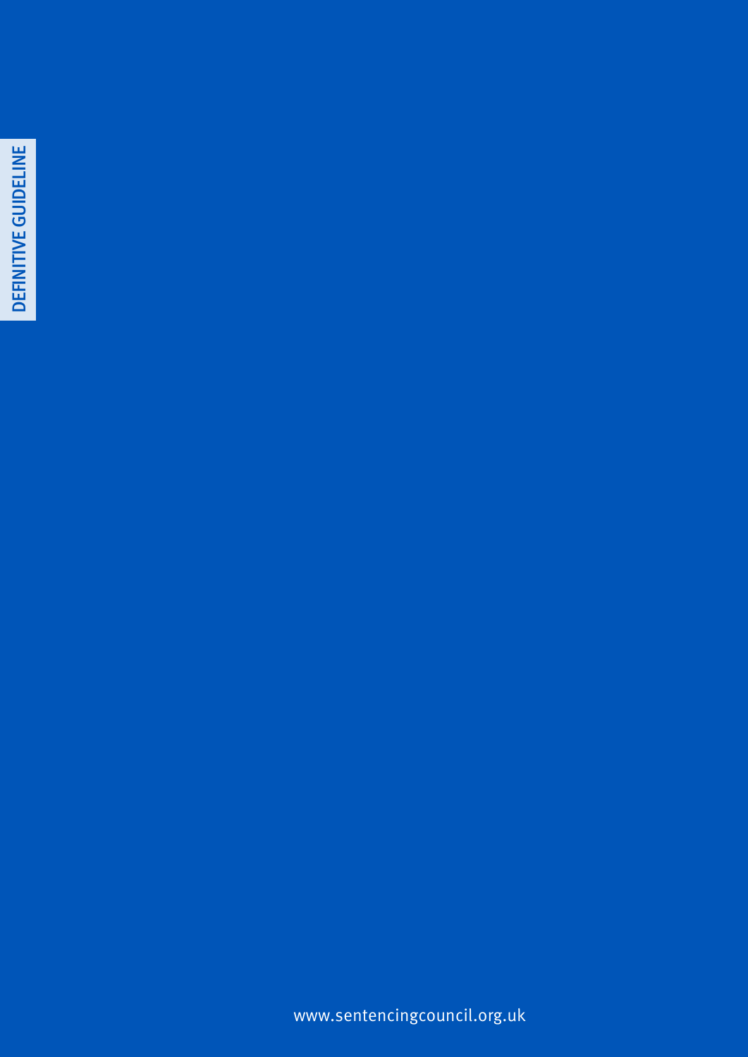DEFINITIVE GUIDELINE

www.sentencingcouncil.org.uk